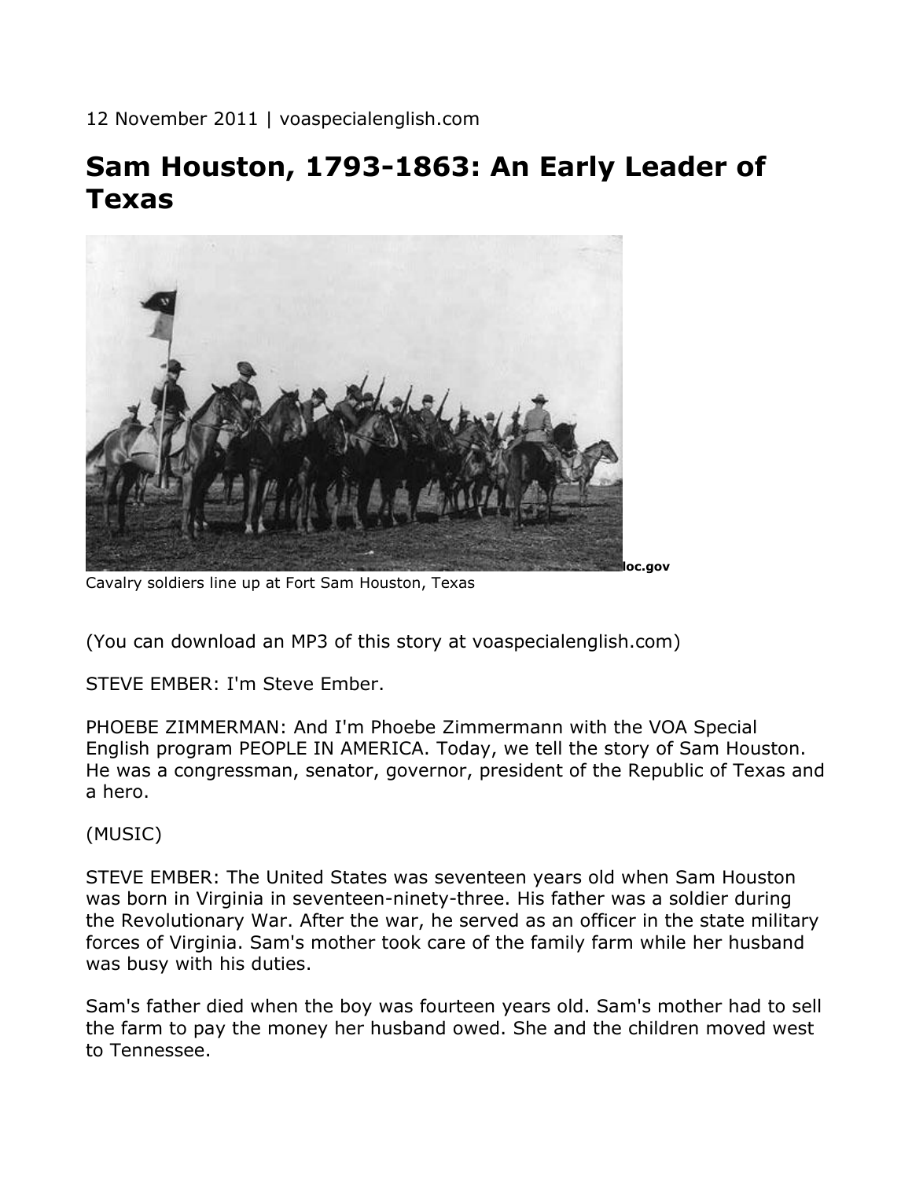12 November 2011 | voaspecialenglish.com

# Sam Houston, 1793-1863: An Early Leader of Texas

loc.gov

Cavalry soldiers line up at Fort Sam Houston, Texas

(You can download an MP3 of this story at voaspecialenglish.com)

STEVE EMBER: I'm Steve Ember.

PHOEBE ZIMMERMAN: And I'm Phoebe Zimmermann with the VOA Special English program PEOPLE IN AMERICA. Today, we tell the story of Sam Houston. He was a congressman, senator, governor, president of the Republic of Texas and a hero.

(MUSIC)

STEVE EMBER: The United States was seventeen years old when Sam Houston was born in Virginia in seventeen-ninety-three. His father was a soldier during the Revolutionary War. After the war, he served as an officer in the state military forces of Virginia. Sam's mother took care of the family farm while her husband was busy with his duties.

Sam's father died when the boy was fourteen years old. Sam's mother had to sell the farm to pay the money her husband owed. She and the children moved west to Tennessee.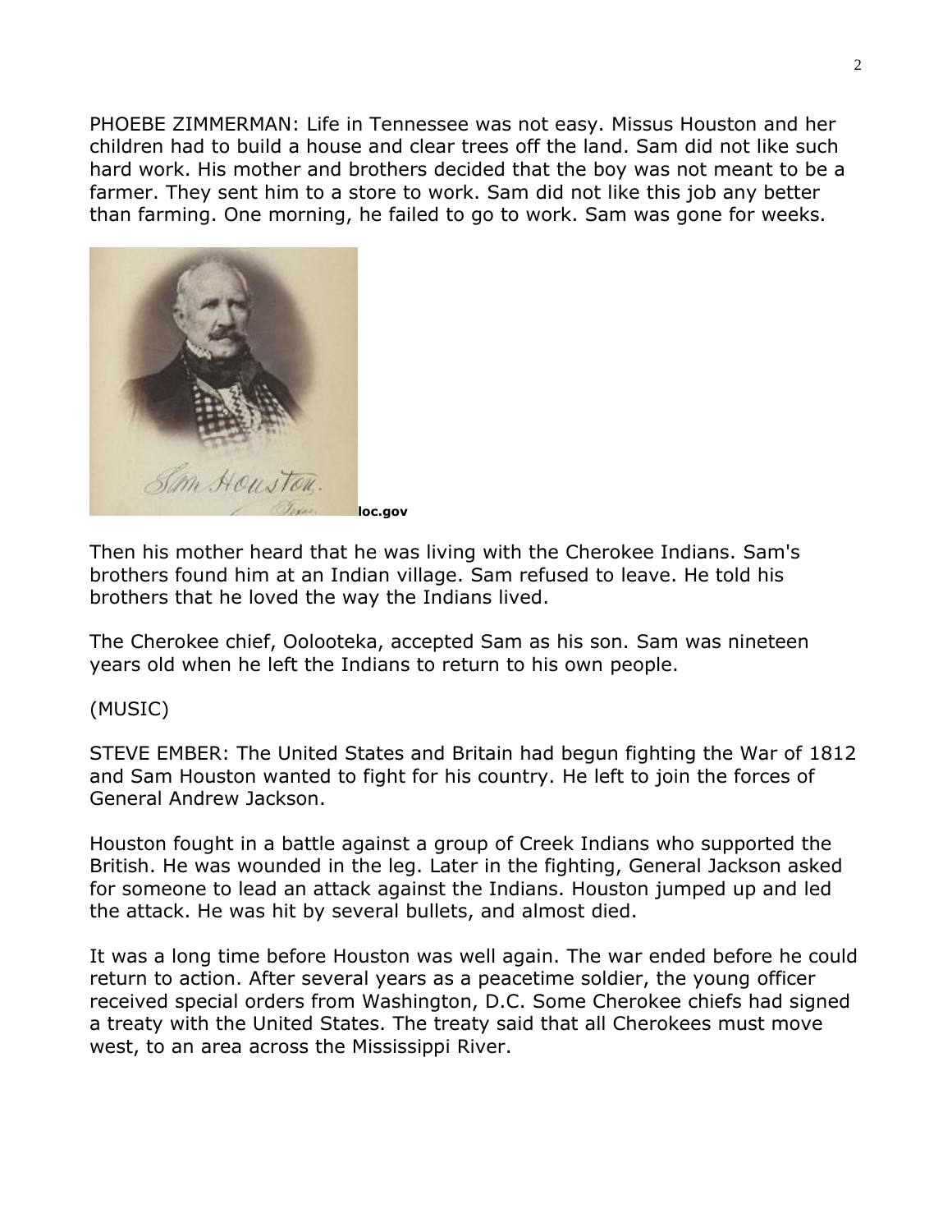PHOEBE ZIMMERMAN: Life in Tennessee was not easy. Missus Houston and her children had to build a house and clear trees off the land. Sam did not like such hard work. His mother and brothers decided that the boy was not meant to be a farmer. They sent him to a store to work. Sam did not like this job any better than farming. One morning, he failed to go to work. Sam was gone for weeks.

**loc.gov**

Then his mother heard that he was living with the Cherokee Indians. Sam's brothers found him at an Indian village. Sam refused to leave. He told his brothers that he loved the way the Indians lived.

The Cherokee chief, Oolooteka, accepted Sam as his son. Sam was nineteen years old when he left the Indians to return to his own people.

(MUSIC)

STEVE EMBER: The United States and Britain had begun fighting the War of 1812 and Sam Houston wanted to fight for his country. He left to join the forces of General Andrew Jackson.

Houston fought in a battle against a group of Creek Indians who supported the British. He was wounded in the leg. Later in the fighting, General Jackson asked for someone to lead an attack against the Indians. Houston jumped up and led the attack. He was hit by several bullets, and almost died.

It was a long time before Houston was well again. The war ended before he could return to action. After several years as a peacetime soldier, the young officer received special orders from Washington, D.C. Some Cherokee chiefs had signed a treaty with the United States. The treaty said that all Cherokees must move west, to an area across the Mississippi River.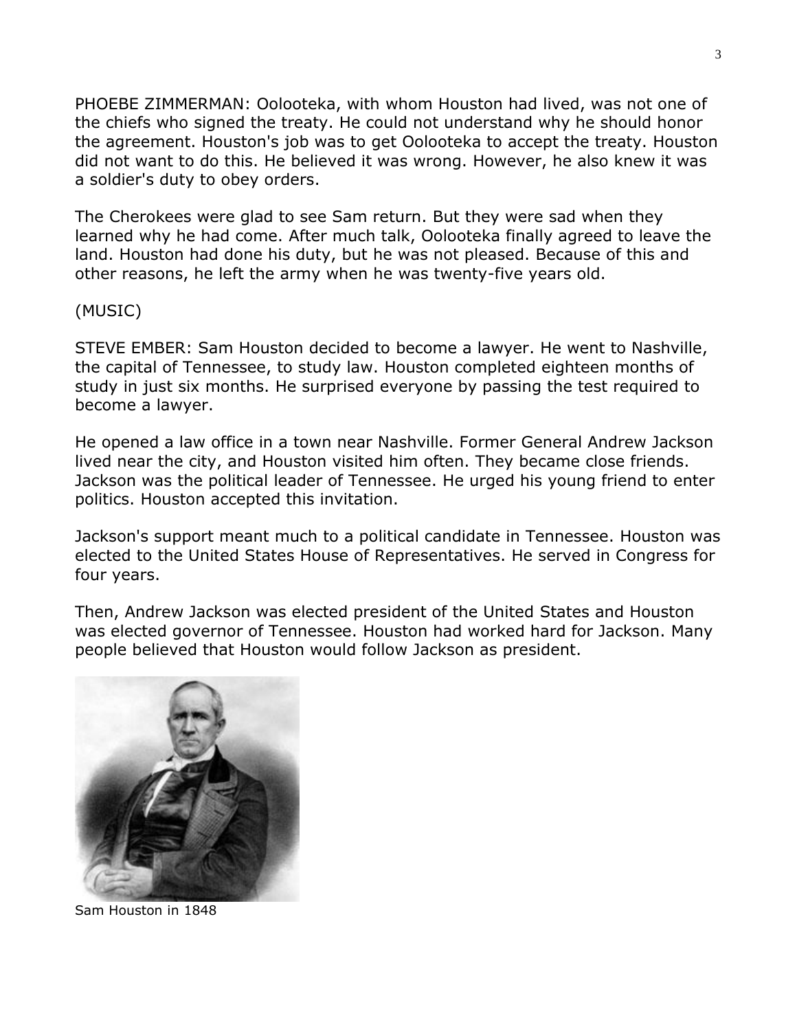PHOEBE ZIMMERMAN: Oolooteka, with whom Houston had lived, was not one of the chiefs who signed the treaty. He could not understand why he should honor the agreement. Houston's job was to get Oolooteka to accept the treaty. Houston did not want to do this. He believed it was wrong. However, he also knew it was a soldier's duty to obey orders.

The Cherokees were glad to see Sam return. But they were sad when they learned why he had come. After much talk, Oolooteka finally agreed to leave the land. Houston had done his duty, but he was not pleased. Because of this and other reasons, he left the army when he was twenty-five years old.

(MUSIC)

STEVE EMBER: Sam Houston decided to become a lawyer. He went to Nashville, the capital of Tennessee, to study law. Houston completed eighteen months of study in just six months. He surprised everyone by passing the test required to become a lawyer.

He opened a law office in a town near Nashville. Former General Andrew Jackson lived near the city, and Houston visited him often. They became close friends. Jackson was the political leader of Tennessee. He urged his young friend to enter politics. Houston accepted this invitation.

Jackson's support meant much to a political candidate in Tennessee. Houston was elected to the United States House of Representatives. He served in Congress for four years.

Then, Andrew Jackson was elected president of the United States and Houston was elected governor of Tennessee. Houston had worked hard for Jackson. Many people believed that Houston would follow Jackson as president.

Sam Houston in 1848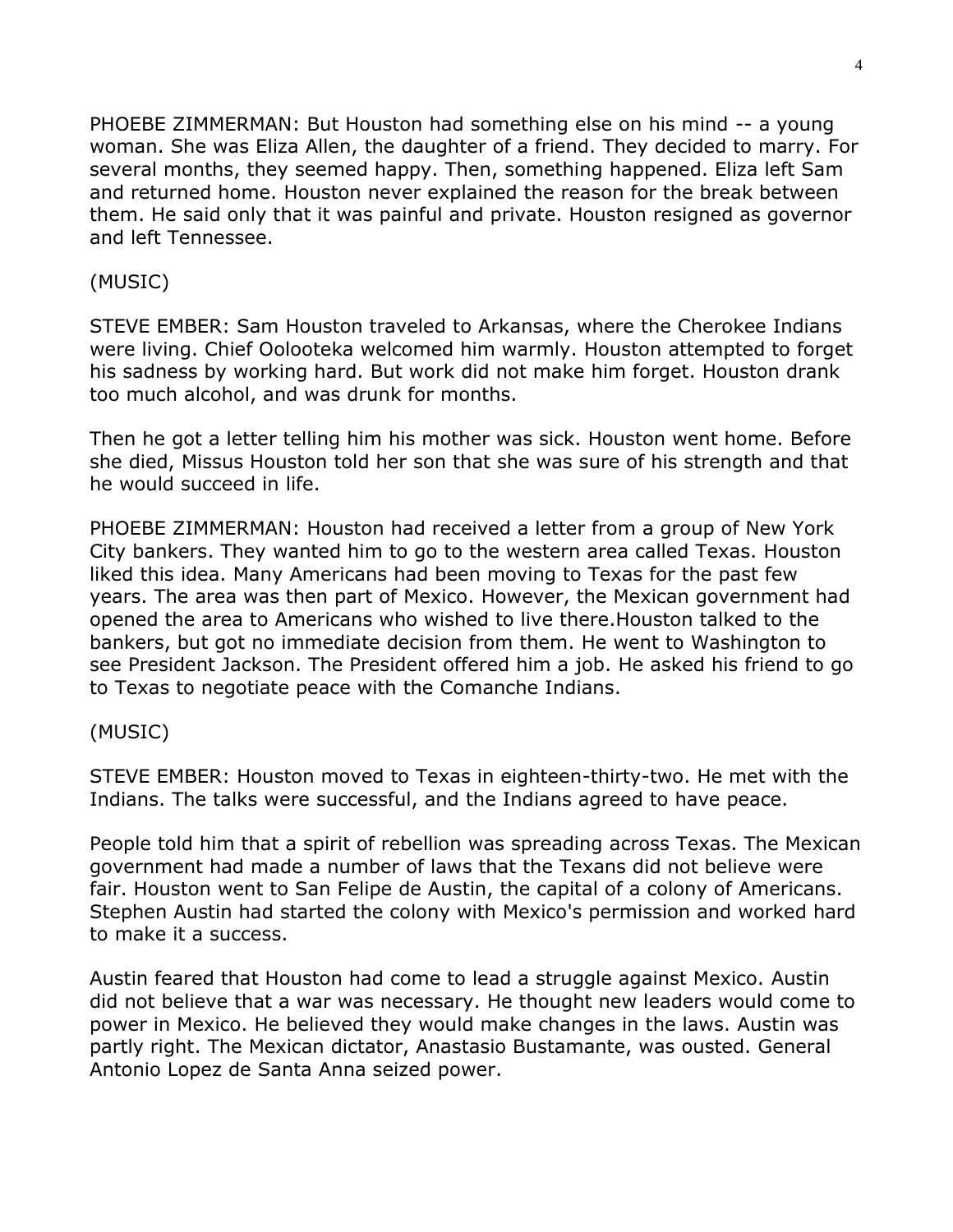PHOEBE ZIMMERMAN: But Houston had something else on his mind -- a young woman. She was Eliza Allen, the daughter of a friend. They decided to marry. For several months, they seemed happy. Then, something happened. Eliza left Sam and returned home. Houston never explained the reason for the break between them. He said only that it was painful and private. Houston resigned as governor and left Tennessee.

(MUSIC)

STEVE EMBER: Sam Houston traveled to Arkansas, where the Cherokee Indians were living. Chief Oolooteka welcomed him warmly. Houston attempted to forget his sadness by working hard. But work did not make him forget. Houston drank too much alcohol, and was drunk for months.

Then he got a letter telling him his mother was sick. Houston went home. Before she died, Missus Houston told her son that she was sure of his strength and that he would succeed in life.

PHOEBE ZIMMERMAN: Houston had received a letter from a group of New York City bankers. They wanted him to go to the western area called Texas. Houston liked this idea. Many Americans had been moving to Texas for the past few years. The area was then part of Mexico. However, the Mexican government had opened the area to Americans who wished to live there.Houston talked to the bankers, but got no immediate decision from them. He went to Washington to see President Jackson. The President offered him a job. He asked his friend to go to Texas to negotiate peace with the Comanche Indians.

(MUSIC)

STEVE EMBER: Houston moved to Texas in eighteen-thirty-two. He met with the Indians. The talks were successful, and the Indians agreed to have peace.

People told him that a spirit of rebellion was spreading across Texas. The Mexican government had made a number of laws that the Texans did not believe were fair. Houston went to San Felipe de Austin, the capital of a colony of Americans. Stephen Austin had started the colony with Mexico's permission and worked hard to make it a success.

Austin feared that Houston had come to lead a struggle against Mexico. Austin did not believe that a war was necessary. He thought new leaders would come to power in Mexico. He believed they would make changes in the laws. Austin was partly right. The Mexican dictator, Anastasio Bustamante, was ousted. General Antonio Lopez de Santa Anna seized power.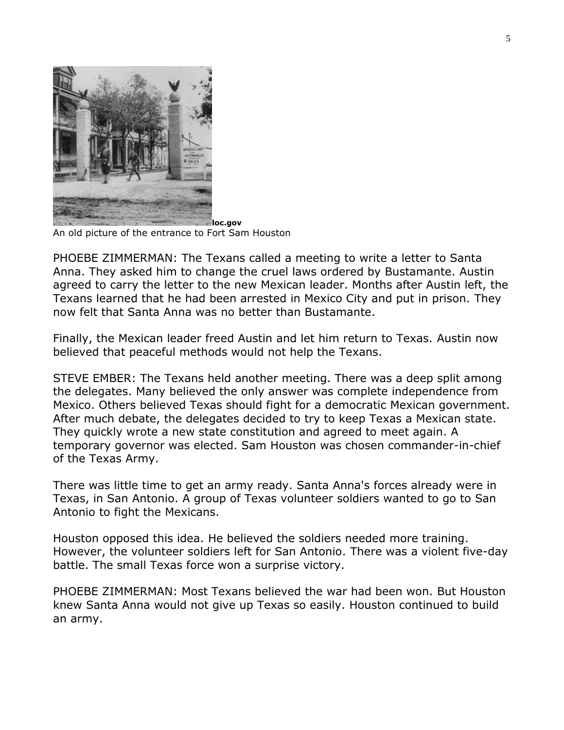loc.gov
An old picture of the entrance to Fort Sam Houston

PHOEBE ZIMMERMAN: The Texans called a meeting to write a letter to Santa Anna. They asked him to change the cruel laws ordered by Bustamante. Austin agreed to carry the letter to the new Mexican leader. Months after Austin left, the Texans learned that he had been arrested in Mexico City and put in prison. They now felt that Santa Anna was no better than Bustamante.

Finally, the Mexican leader freed Austin and let him return to Texas. Austin now believed that peaceful methods would not help the Texans.

STEVE EMBER: The Texans held another meeting. There was a deep split among the delegates. Many believed the only answer was complete independence from Mexico. Others believed Texas should fight for a democratic Mexican government. After much debate, the delegates decided to try to keep Texas a Mexican state. They quickly wrote a new state constitution and agreed to meet again. A temporary governor was elected. Sam Houston was chosen commander-in-chief of the Texas Army.

There was little time to get an army ready. Santa Anna's forces already were in Texas, in San Antonio. A group of Texas volunteer soldiers wanted to go to San Antonio to fight the Mexicans.

Houston opposed this idea. He believed the soldiers needed more training. However, the volunteer soldiers left for San Antonio. There was a violent five-day battle. The small Texas force won a surprise victory.

PHOEBE ZIMMERMAN: Most Texans believed the war had been won. But Houston knew Santa Anna would not give up Texas so easily. Houston continued to build an army.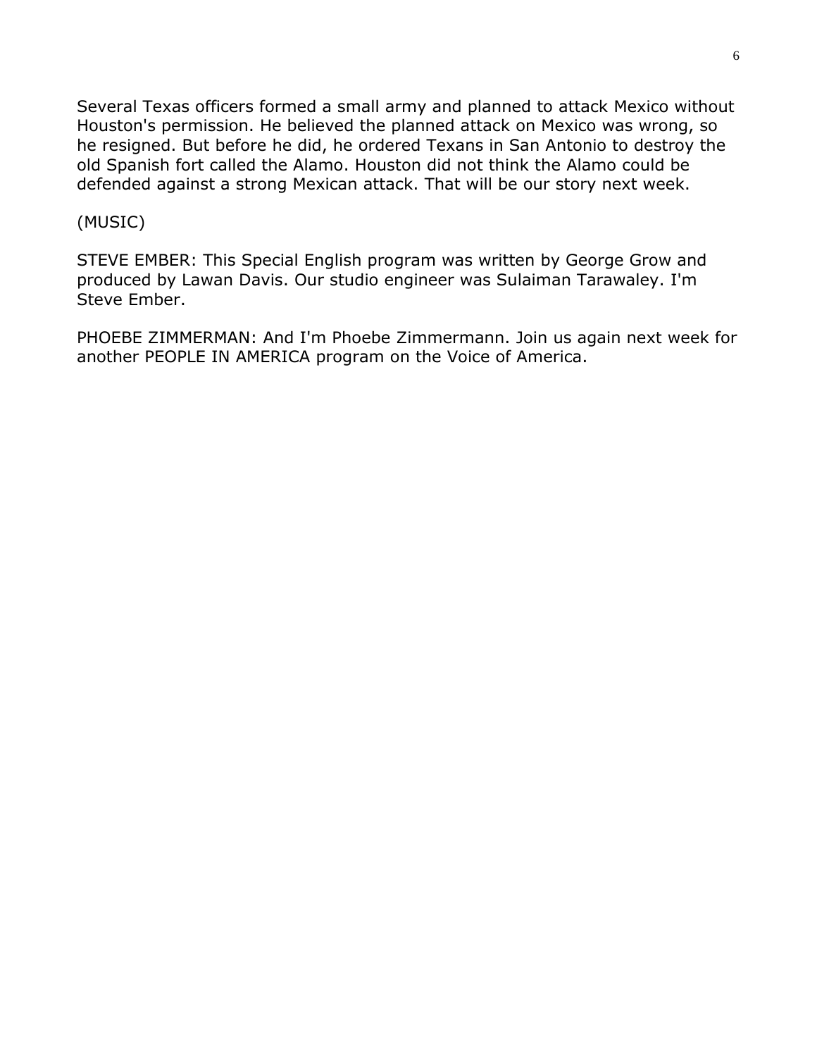Several Texas officers formed a small army and planned to attack Mexico without Houston's permission. He believed the planned attack on Mexico was wrong, so he resigned. But before he did, he ordered Texans in San Antonio to destroy the old Spanish fort called the Alamo. Houston did not think the Alamo could be defended against a strong Mexican attack. That will be our story next week.

(MUSIC)

STEVE EMBER: This Special English program was written by George Grow and produced by Lawan Davis. Our studio engineer was Sulaiman Tarawaley. I'm Steve Ember.

PHOEBE ZIMMERMAN: And I'm Phoebe Zimmermann. Join us again next week for another PEOPLE IN AMERICA program on the Voice of America.